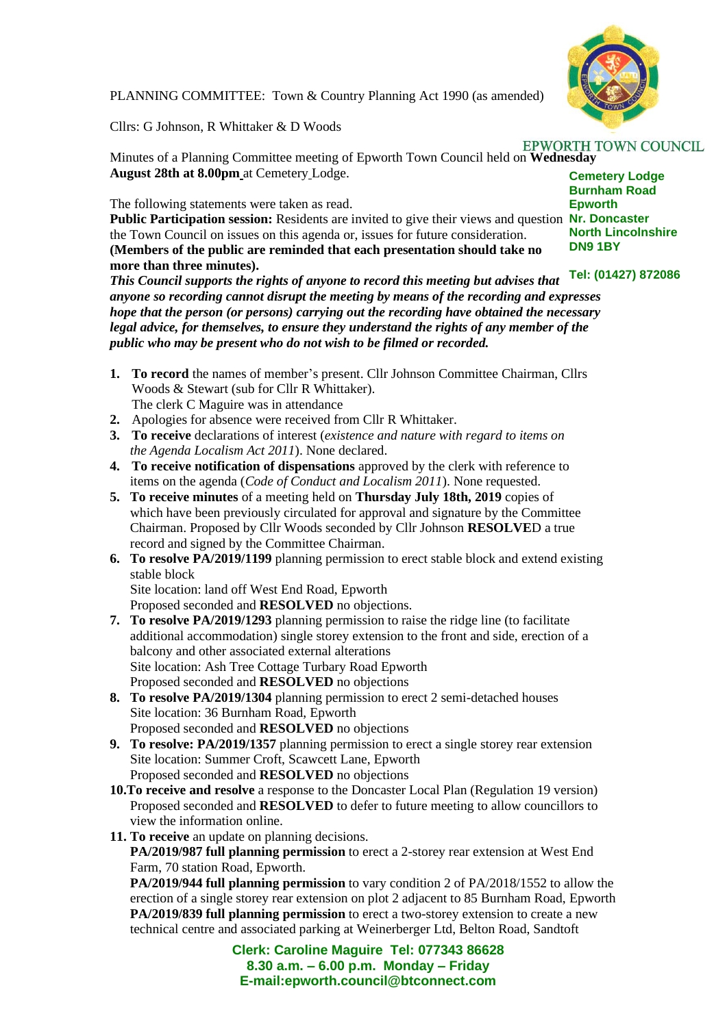PLANNING COMMITTEE: Town & Country Planning Act 1990 (as amended)

Cllrs: G Johnson, R Whittaker & D Woods

EPWORTH TOWN COUNCIL

**Cemetery Lodge**
**Burnham Road**
**Epworth**
**Nr. Doncaster**
**North Lincolnshire**
**DN9 1BY**

**Tel: (01427) 872086**

Minutes of a Planning Committee meeting of Epworth Town Council held on **Wednesday August 28th at 8.00pm** at Cemetery Lodge.

The following statements were taken as read.

**Public Participation session:** Residents are invited to give their views and question the Town Council on issues on this agenda or, issues for future consideration. **(Members of the public are reminded that each presentation should take no more than three minutes).**

***This Council supports the rights of anyone to record this meeting but advises that anyone so recording cannot disrupt the meeting by means of the recording and expresses hope that the person (or persons) carrying out the recording have obtained the necessary legal advice, for themselves, to ensure they understand the rights of any member of the public who may be present who do not wish to be filmed or recorded.***

1. **To record** the names of member's present. Cllr Johnson Committee Chairman, Cllrs Woods & Stewart (sub for Cllr R Whittaker).
   The clerk C Maguire was in attendance
2. Apologies for absence were received from Cllr R Whittaker.
3. **To receive** declarations of interest (*existence and nature with regard to items on the Agenda Localism Act 2011*). None declared.
4. **To receive notification of dispensations** approved by the clerk with reference to items on the agenda (*Code of Conduct and Localism 2011*). None requested.
5. **To receive minutes** of a meeting held on **Thursday July 18th, 2019** copies of which have been previously circulated for approval and signature by the Committee Chairman. Proposed by Cllr Woods seconded by Cllr Johnson **RESOLVE**D a true record and signed by the Committee Chairman.
6. **To resolve PA/2019/1199** planning permission to erect stable block and extend existing stable block
   Site location: land off West End Road, Epworth
   Proposed seconded and **RESOLVED** no objections.
7. **To resolve PA/2019/1293** planning permission to raise the ridge line (to facilitate additional accommodation) single storey extension to the front and side, erection of a balcony and other associated external alterations
   Site location: Ash Tree Cottage Turbary Road Epworth
   Proposed seconded and **RESOLVED** no objections
8. **To resolve PA/2019/1304** planning permission to erect 2 semi-detached houses
   Site location: 36 Burnham Road, Epworth
   Proposed seconded and **RESOLVED** no objections
9. **To resolve: PA/2019/1357** planning permission to erect a single storey rear extension
   Site location: Summer Croft, Scawcett Lane, Epworth
   Proposed seconded and **RESOLVED** no objections
10. **To receive and resolve** a response to the Doncaster Local Plan (Regulation 19 version)
    Proposed seconded and **RESOLVED** to defer to future meeting to allow councillors to view the information online.
11. **To receive** an update on planning decisions.
    **PA/2019/987 full planning permission** to erect a 2-storey rear extension at West End Farm, 70 station Road, Epworth.
    **PA/2019/944 full planning permission** to vary condition 2 of PA/2018/1552 to allow the erection of a single storey rear extension on plot 2 adjacent to 85 Burnham Road, Epworth
    **PA/2019/839 full planning permission** to erect a two-storey extension to create a new technical centre and associated parking at Weinerberger Ltd, Belton Road, Sandtoft

**Clerk: Caroline Maguire Tel: 077343 86628**
**8.30 a.m. – 6.00 p.m. Monday – Friday**
**E-mail:epworth.council@btconnect.com**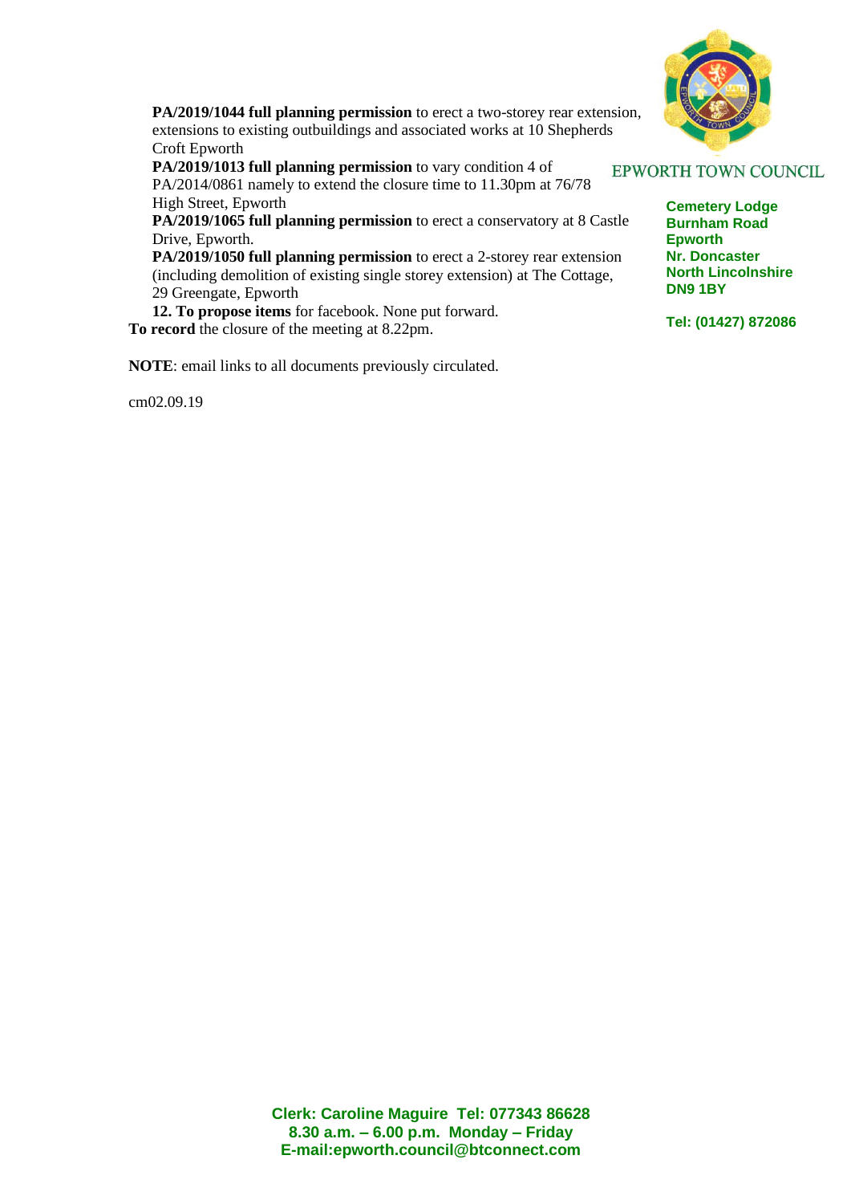**PA/2019/1044 full planning permission** to erect a two-storey rear extension, extensions to existing outbuildings and associated works at 10 Shepherds Croft Epworth

**PA/2019/1013 full planning permission** to vary condition 4 of PA/2014/0861 namely to extend the closure time to 11.30pm at 76/78 High Street, Epworth

**PA/2019/1065 full planning permission** to erect a conservatory at 8 Castle Drive, Epworth.

**PA/2019/1050 full planning permission** to erect a 2-storey rear extension (including demolition of existing single storey extension) at The Cottage, 29 Greengate, Epworth

**12. To propose items** for facebook. None put forward.

**To record** the closure of the meeting at 8.22pm.

**NOTE**: email links to all documents previously circulated.

cm02.09.19

EPWORTH TOWN COUNCIL

**Cemetery Lodge**
**Burnham Road**
**Epworth**
**Nr. Doncaster**
**North Lincolnshire**
**DN9 1BY**

**Tel: (01427) 872086**

**Clerk: Caroline Maguire Tel: 077343 86628**
**8.30 a.m. – 6.00 p.m. Monday – Friday**
**E-mail:epworth.council@btconnect.com**